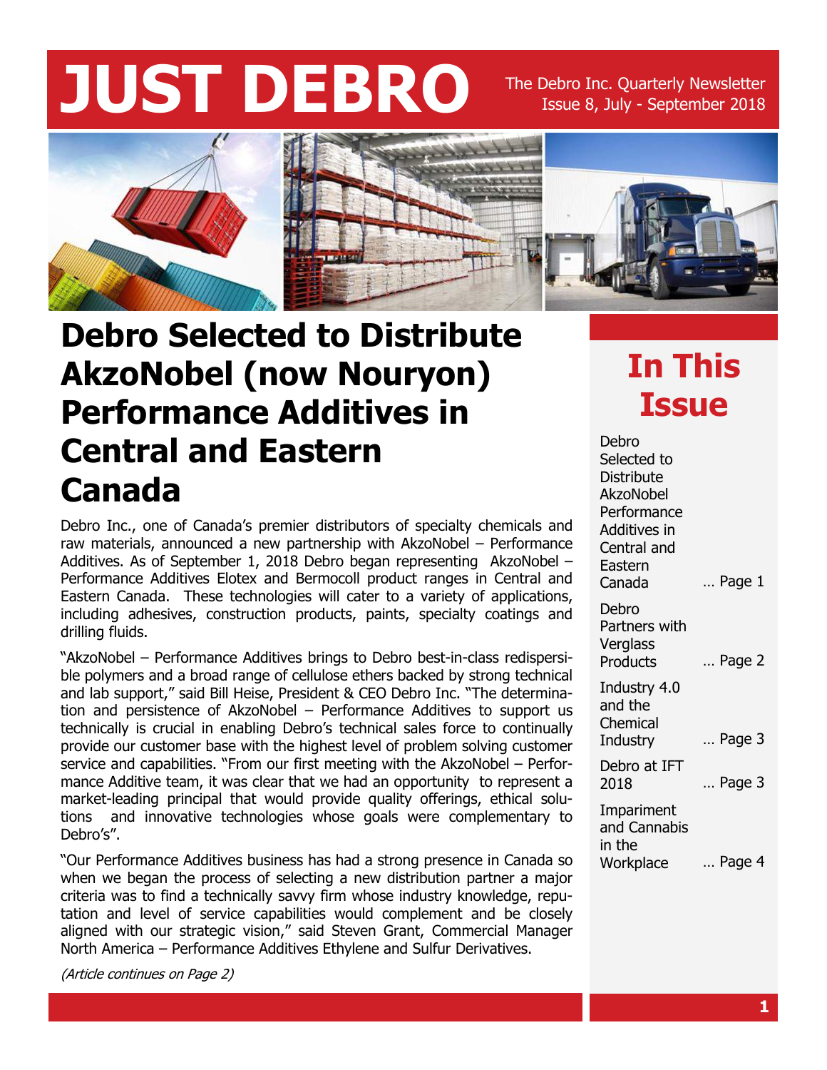# JUST DEBRO

The Debro Inc. Quarterly Newsletter
Issue 8, July - September 2018

## Debro Selected to Distribute AkzoNobel (now Nouryon) Performance Additives in Central and Eastern Canada

Debro Inc., one of Canada's premier distributors of specialty chemicals and raw materials, announced a new partnership with AkzoNobel – Performance Additives. As of September 1, 2018 Debro began representing AkzoNobel – Performance Additives Elotex and Bermocoll product ranges in Central and Eastern Canada. These technologies will cater to a variety of applications, including adhesives, construction products, paints, specialty coatings and drilling fluids.

"AkzoNobel – Performance Additives brings to Debro best-in-class redispersible polymers and a broad range of cellulose ethers backed by strong technical and lab support," said Bill Heise, President & CEO Debro Inc. "The determination and persistence of AkzoNobel – Performance Additives to support us technically is crucial in enabling Debro's technical sales force to continually provide our customer base with the highest level of problem solving customer service and capabilities. "From our first meeting with the AkzoNobel – Performance Additive team, it was clear that we had an opportunity to represent a market-leading principal that would provide quality offerings, ethical solutions and innovative technologies whose goals were complementary to Debro's".

"Our Performance Additives business has had a strong presence in Canada so when we began the process of selecting a new distribution partner a major criteria was to find a technically savvy firm whose industry knowledge, reputation and level of service capabilities would complement and be closely aligned with our strategic vision," said Steven Grant, Commercial Manager North America – Performance Additives Ethylene and Sulfur Derivatives.

*(Article continues on Page 2)*

## In This Issue

- Debro Selected to Distribute AkzoNobel Performance Additives in Central and Eastern Canada … Page 1
- Debro Partners with Verglass Products … Page 2
- Industry 4.0 and the Chemical Industry … Page 3
- Debro at IFT 2018 … Page 3
- Impariment and Cannabis in the Workplace … Page 4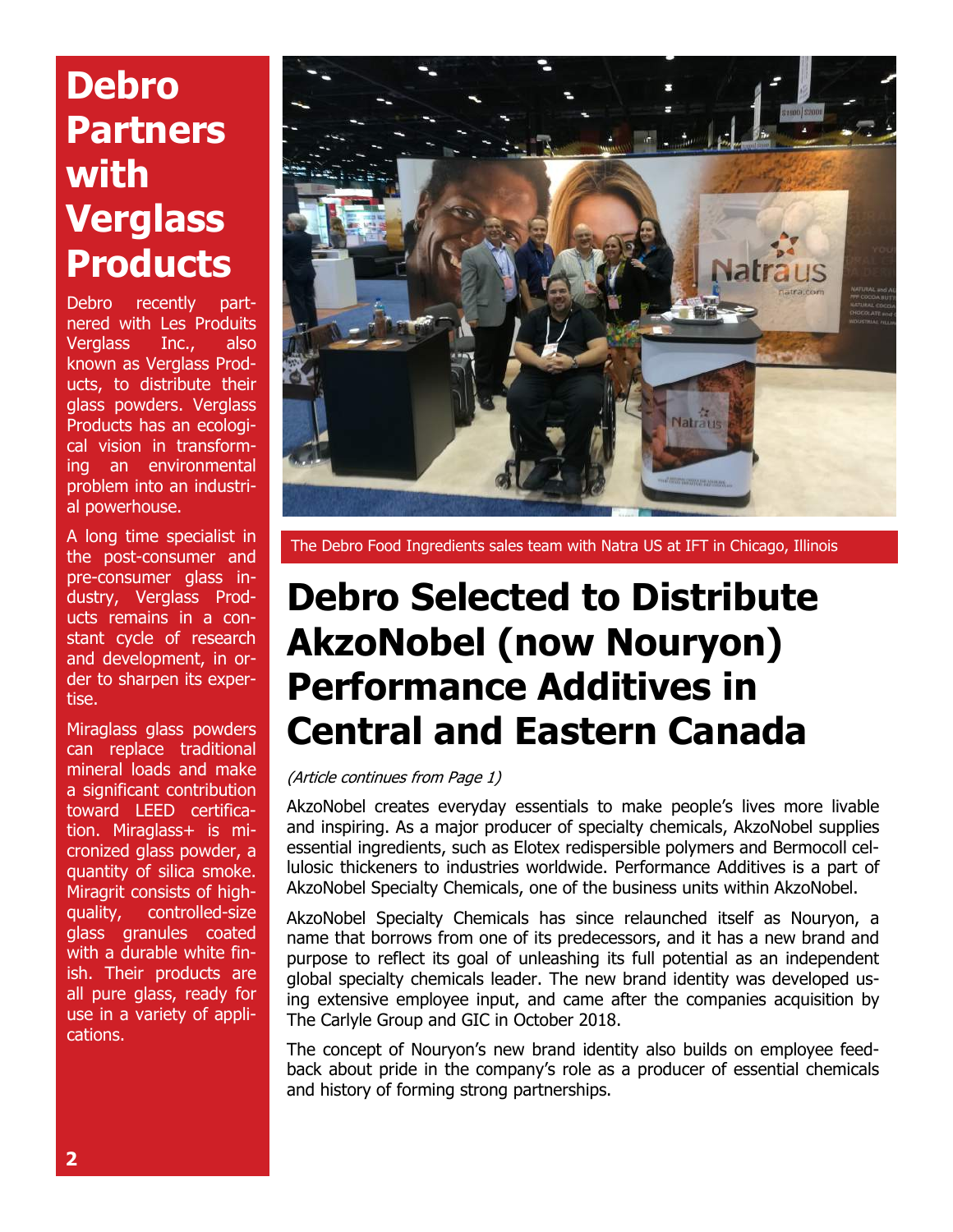# Debro Partners with Verglass Products

Debro recently partnered with Les Produits Verglass Inc., also known as Verglass Products, to distribute their glass powders. Verglass Products has an ecological vision in transforming an environmental problem into an industrial powerhouse.

A long time specialist in the post-consumer and pre-consumer glass industry, Verglass Products remains in a constant cycle of research and development, in order to sharpen its expertise.

Miraglass glass powders can replace traditional mineral loads and make a significant contribution toward LEED certification. Miraglass+ is micronized glass powder, a quantity of silica smoke. Miragrit consists of high-quality, controlled-size glass granules coated with a durable white finish. Their products are all pure glass, ready for use in a variety of applications.

The Debro Food Ingredients sales team with Natra US at IFT in Chicago, Illinois

# Debro Selected to Distribute AkzoNobel (now Nouryon) Performance Additives in Central and Eastern Canada

*(Article continues from Page 1)*

AkzoNobel creates everyday essentials to make people's lives more livable and inspiring. As a major producer of specialty chemicals, AkzoNobel supplies essential ingredients, such as Elotex redispersible polymers and Bermocoll cellulosic thickeners to industries worldwide. Performance Additives is a part of AkzoNobel Specialty Chemicals, one of the business units within AkzoNobel.

AkzoNobel Specialty Chemicals has since relaunched itself as Nouryon, a name that borrows from one of its predecessors, and it has a new brand and purpose to reflect its goal of unleashing its full potential as an independent global specialty chemicals leader. The new brand identity was developed using extensive employee input, and came after the companies acquisition by The Carlyle Group and GIC in October 2018.

The concept of Nouryon's new brand identity also builds on employee feedback about pride in the company's role as a producer of essential chemicals and history of forming strong partnerships.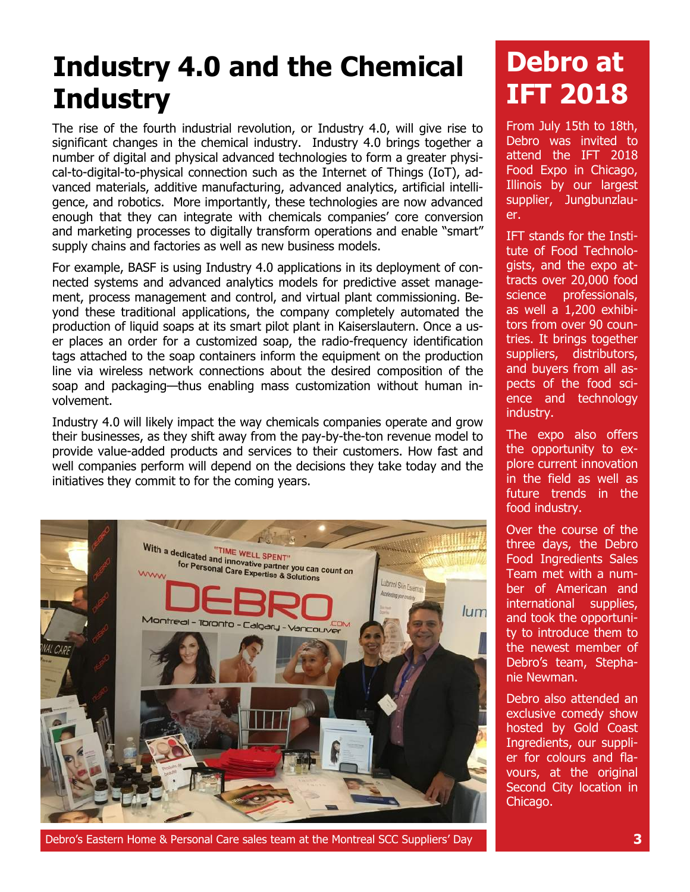# Industry 4.0 and the Chemical Industry

The rise of the fourth industrial revolution, or Industry 4.0, will give rise to significant changes in the chemical industry. Industry 4.0 brings together a number of digital and physical advanced technologies to form a greater physical-to-digital-to-physical connection such as the Internet of Things (IoT), advanced materials, additive manufacturing, advanced analytics, artificial intelligence, and robotics. More importantly, these technologies are now advanced enough that they can integrate with chemicals companies' core conversion and marketing processes to digitally transform operations and enable "smart" supply chains and factories as well as new business models.

For example, BASF is using Industry 4.0 applications in its deployment of connected systems and advanced analytics models for predictive asset management, process management and control, and virtual plant commissioning. Beyond these traditional applications, the company completely automated the production of liquid soaps at its smart pilot plant in Kaiserslautern. Once a user places an order for a customized soap, the radio-frequency identification tags attached to the soap containers inform the equipment on the production line via wireless network connections about the desired composition of the soap and packaging—thus enabling mass customization without human involvement.

Industry 4.0 will likely impact the way chemicals companies operate and grow their businesses, as they shift away from the pay-by-the-ton revenue model to provide value-added products and services to their customers. How fast and well companies perform will depend on the decisions they take today and the initiatives they commit to for the coming years.

Debro's Eastern Home & Personal Care sales team at the Montreal SCC Suppliers' Day

# Debro at IFT 2018

From July 15th to 18th, Debro was invited to attend the IFT 2018 Food Expo in Chicago, Illinois by our largest supplier, Jungbunzlauer.

IFT stands for the Institute of Food Technologists, and the expo attracts over 20,000 food science professionals, as well a 1,200 exhibitors from over 90 countries. It brings together suppliers, distributors, and buyers from all aspects of the food science and technology industry.

The expo also offers the opportunity to explore current innovation in the field as well as future trends in the food industry.

Over the course of the three days, the Debro Food Ingredients Sales Team met with a number of American and international supplies, and took the opportunity to introduce them to the newest member of Debro's team, Stephanie Newman.

Debro also attended an exclusive comedy show hosted by Gold Coast Ingredients, our supplier for colours and flavours, at the original Second City location in Chicago.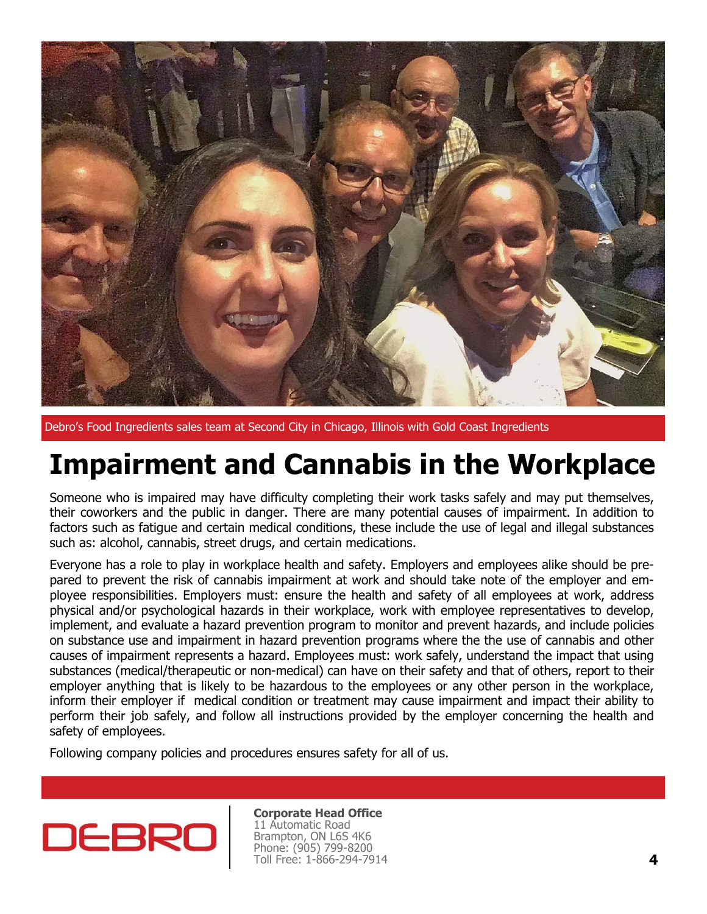Debro's Food Ingredients sales team at Second City in Chicago, Illinois with Gold Coast Ingredients

# Impairment and Cannabis in the Workplace

Someone who is impaired may have difficulty completing their work tasks safely and may put themselves, their coworkers and the public in danger. There are many potential causes of impairment. In addition to factors such as fatigue and certain medical conditions, these include the use of legal and illegal substances such as: alcohol, cannabis, street drugs, and certain medications.

Everyone has a role to play in workplace health and safety. Employers and employees alike should be prepared to prevent the risk of cannabis impairment at work and should take note of the employer and employee responsibilities. Employers must: ensure the health and safety of all employees at work, address physical and/or psychological hazards in their workplace, work with employee representatives to develop, implement, and evaluate a hazard prevention program to monitor and prevent hazards, and include policies on substance use and impairment in hazard prevention programs where the the use of cannabis and other causes of impairment represents a hazard. Employees must: work safely, understand the impact that using substances (medical/therapeutic or non-medical) can have on their safety and that of others, report to their employer anything that is likely to be hazardous to the employees or any other person in the workplace, inform their employer if medical condition or treatment may cause impairment and impact their ability to perform their job safely, and follow all instructions provided by the employer concerning the health and safety of employees.

Following company policies and procedures ensures safety for all of us.

DEBRO

**Corporate Head Office**
11 Automatic Road
Brampton, ON L6S 4K6
Phone: (905) 799-8200
Toll Free: 1-866-294-7914